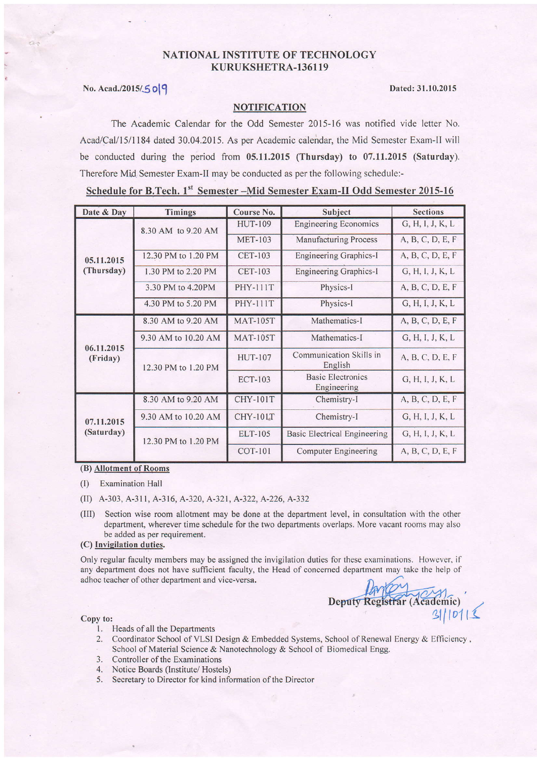## NATIONAL INSTITUTE OF TECHNOLOGY
## KURUKSHETRA-136119

No. Acad./2015/5019 Dated: 31.10.2015

### NOTIFICATION

The Academic Calendar for the Odd Semester 2015-16 was notified vide letter No. Acad/Cal/15/1184 dated 30.04.2015. As per Academic calendar, the Mid Semester Exam-II will be conducted during the period from **05.11.2015 (Thursday) to 07.11.2015 (Saturday)**. Therefore Mid Semester Exam-II may be conducted as per the following schedule:-

**Schedule for B.Tech. 1st Semester –Mid Semester Exam-II Odd Semester 2015-16**

| Date & Day | Timings | Course No. | Subject | Sections |
|---|---|---|---|---|
| 05.11.2015 (Thursday) | 8.30 AM to 9.20 AM | HUT-109 | Engineering Economics | G, H, I, J, K, L |
| | | MET-103 | Manufacturing Process | A, B, C, D, E, F |
| | 12.30 PM to 1.20 PM | CET-103 | Engineering Graphics-I | A, B, C, D, E, F |
| | 1.30 PM to 2.20 PM | CET-103 | Engineering Graphics-I | G, H, I, J, K, L |
| | 3.30 PM to 4.20PM | PHY-111T | Physics-I | A, B, C, D, E, F |
| | 4.30 PM to 5.20 PM | PHY-111T | Physics-I | G, H, I, J, K, L |
| 06.11.2015 (Friday) | 8.30 AM to 9.20 AM | MAT-105T | Mathematics-I | A, B, C, D, E, F |
| | 9.30 AM to 10.20 AM | MAT-105T | Mathematics-I | G, H, I, J, K, L |
| | 12.30 PM to 1.20 PM | HUT-107 | Communication Skills in English | A, B, C, D, E, F |
| | | ECT-103 | Basic Electronics Engineering | G, H, I, J, K, L |
| 07.11.2015 (Saturday) | 8.30 AM to 9.20 AM | CHY-101T | Chemistry-I | A, B, C, D, E, F |
| | 9.30 AM to 10.20 AM | CHY-101T | Chemistry-I | G, H, I, J, K, L |
| | 12.30 PM to 1.20 PM | ELT-105 | Basic Electrical Engineering | G, H, I, J, K, L |
| | | COT-101 | Computer Engineering | A, B, C, D, E, F |

**(B) Allotment of Rooms**

(I) Examination Hall

(II) A-303, A-311, A-316, A-320, A-321, A-322, A-226, A-332

(III) Section wise room allotment may be done at the department level, in consultation with the other department, wherever time schedule for the two departments overlaps. More vacant rooms may also be added as per requirement.

**(C) Invigilation duties.**

Only regular faculty members may be assigned the invigilation duties for these examinations. However, if any department does not have sufficient faculty, the Head of concerned department may take the help of adhoc teacher of other department and vice-versa.

Deputy Registrar (Academic)
31/10/15

Copy to:

1. Heads of all the Departments
2. Coordinator School of VLSI Design & Embedded Systems, School of Renewal Energy & Efficiency, School of Material Science & Nanotechnology & School of Biomedical Engg.
3. Controller of the Examinations
4. Notice Boards (Institute/ Hostels)
5. Secretary to Director for kind information of the Director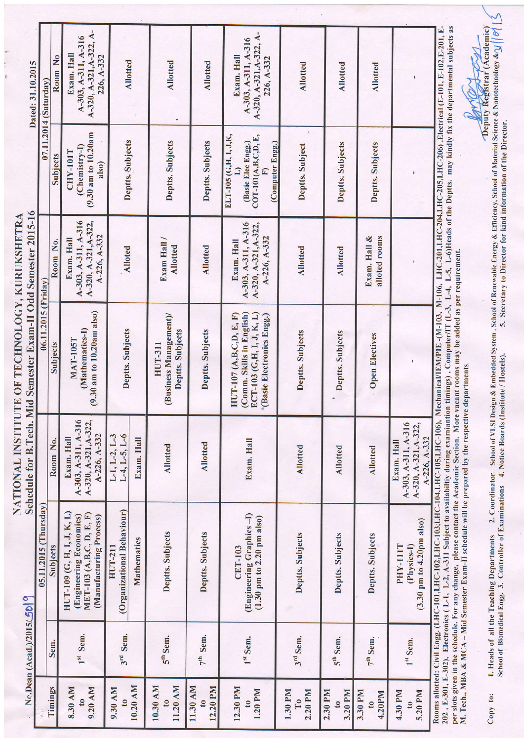No.Dean (Acad.)/2015/5019

Dated: 31.10.2015

# NATIONAL INSTITUTE OF TECHNOLOGY, KURUKSHETRA

## Schedule for B.Tech. Mid Semester Exam-II Odd Semester 2015-16

| Timings | Sem. | 05.11.2015 (Thursday) | | 06.11.2015 (Friday) | | 07.11.2014 (Saturday) | |
|---|---|---|---|---|---|---|---|
| | | Subjects | Room No. | Subjects | Room No. | Subjects | Room No |
| 8.30 AM to 9.20 AM | 1st Sem. | HUT-109 (G, H, I, J, K, L) (Engineering Economics) MET-103 (A,B,C, D, E, F) (Manufacturing Process) | Exam. Hall A-303, A-311, A-316 A-320, A-321,A-322, A-226, A-332 | MAT-105T (Mathematics-I) (9.30 am to 10.20am also) | Exam. Hall A-303, A-311, A-316 A-320, A-321,A-322, A-226, A-332 | CHY-101T (Chemistry-I) (9.30 am to 10.20am also) | Exam. Hall A-303, A-311, A-316 A-320, A-321,A-322, A-226, A-332 |
| 9.30 AM to 10.20 AM | 3rd Sem. | HUT-211 (Organizational Behaviour) | L-1, L-2, L-3 L-4, L-5, L-6 | Deptts. Subjects | Alloted | Deptts. Subjects | Allotted |
| | | Mathematics | Exam. Hall | | | | |
| 10.30 AM to 11.20 AM | 5th Sem. | Deptts. Subjects | Allotted | HUT-311 (Business Management)/ Deptts. Subjects | Exam Hall / Allotted | Deptts. Subjects | Allotted |
| 11.30 AM to 12.20 PM | 7th Sem. | Deptts. Subjects | Allotted | Deptts. Subjects | Allotted | Deptts. Subjects | Allotted |
| 12.30 PM to 1.20 PM | 1st Sem. | CET-103 (Engineering Graphics –I) (1.30 pm to 2.20 pm also) | Exam. Hall | HUT-107 (A,B,C,D, E, F) (Comm. Skills in English) ECT-103 (G,H, I, J, K, L) (Basic Electronics Engg.) | Exam. Hall A-303, A-311, A-316 A-320, A-321,A-322, A-226, A-332 | ELT-105 (G,H, I, J,K, L) (Basic Elec Engg.) COT-101(A,B,C,D, E, F) (Computer Engg.) | Exam. Hall A-303, A-311, A-316 A-320, A-321,A-322, A-226, A-332 |
| 1.30 PM To 2.20 PM | 3rd Sem. | Deptts. Subjects | Allotted | Deptts. Subjects | Allotted | Deptts. Subject | Allotted |
| 2.30 PM to 3.20 PM | 5th Sem. | Deptts. Subjects | Allotted | Deptts. Subjects | Allotted | Deptts. Subjects | Allotted |
| 3.30 PM to 4.20PM | 7th Sem. | Deptts. Subjects | Allotted | Open Electives | Exam. Hall & alloted rooms | Deptts. Subjects | Allotted |
| 4.30 PM to 5.20 PM | 1st Sem. | PHY-111T (Physics-I) (3.30 pm to 4.20pm also) | Exam. Hall A-303, A-311, A-316 A-320, A-321,A-322, A-226, A-332 | - | - | - | - |

Rooms allotted: Civil Engg. (LHC-101,LHC-102,LHC-103,LHC-104,LHC-105,LHC-106), Mechanical/IEM/PIE -(M-103, M-106, LHC-201,LHC-204,LHC-205,LHC-206), Electrical (E-101, E-102,E-201, E-202 , E-301, E-302), Electronics ( L-1, L-2, A-311 Subject to availability during examiantion timings) , Computer/IT (L-3, L-4, L-5, L-6)Heads of the Depts. may kindly fix the departmental subjects as per slots given in the schedule. For any change, please contact the Academic Section. More vacant rooms may be added as per requirement.
M. Tech., MBA & MCA – Mid Semester Exam-II schedule will be prepared by the respective departments.

Deputy Registrar (Academic)
31/10/15

Copy to: 1. Heads of all the Teaching Departments 2. Coordinator: School of VLSI Design & Embedded System, School of Renewable Energy & Efficiency, School of Material Science & Nanotechnology & School of Biomedical Engg. 3. Controller of Examinations 4. Notice Boards (Institute / Hostels). 5. Secretary to Director for kind information of the Director.